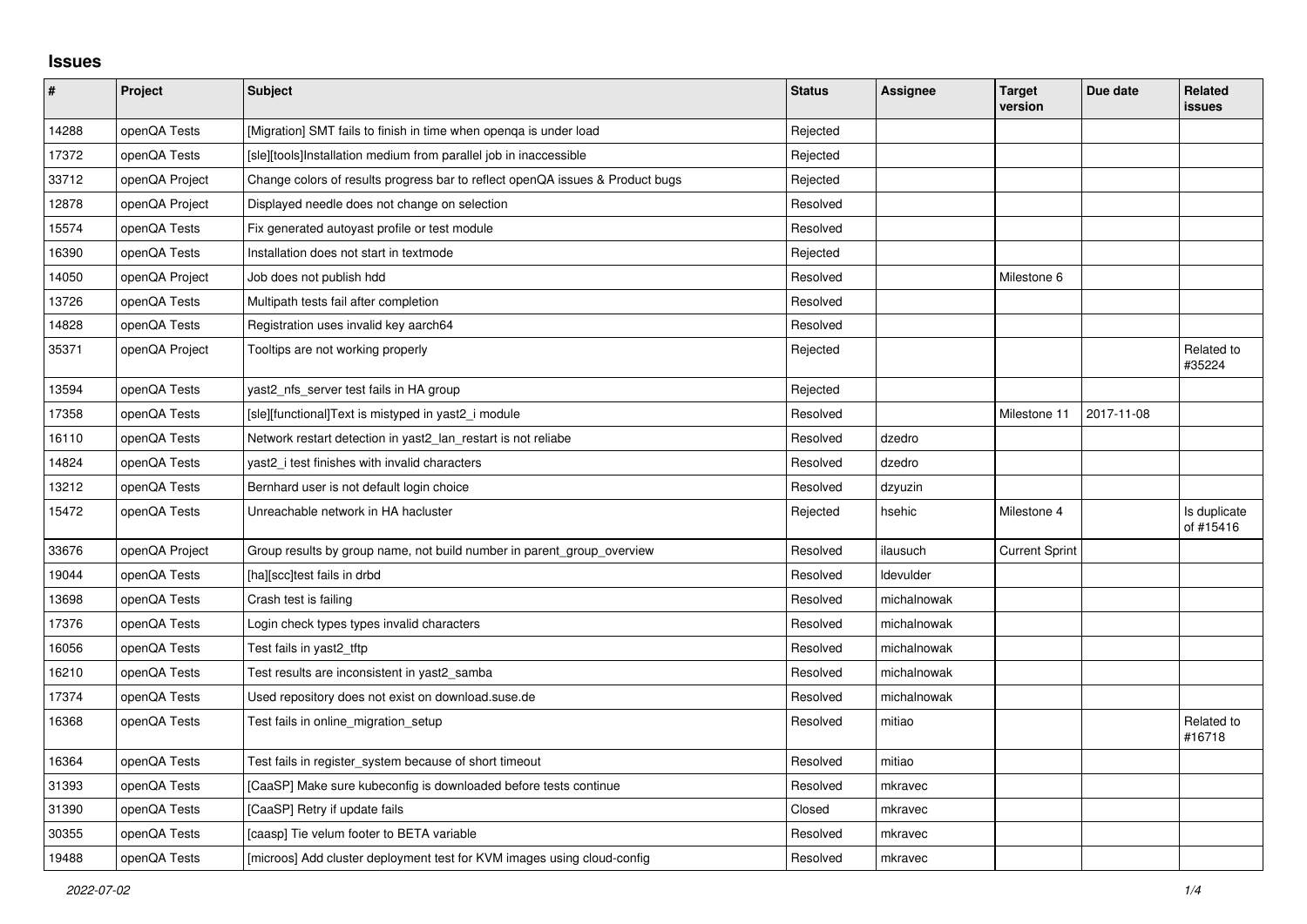# Issues

| # | Project | Subject | Status | Assignee | Target version | Due date | Related issues |
|---|---|---|---|---|---|---|---|
| 14288 | openQA Tests | [Migration] SMT fails to finish in time when openqa is under load | Rejected | | | | |
| 17372 | openQA Tests | [sle][tools]Installation medium from parallel job in inaccessible | Rejected | | | | |
| 33712 | openQA Project | Change colors of results progress bar to reflect openQA issues & Product bugs | Rejected | | | | |
| 12878 | openQA Project | Displayed needle does not change on selection | Resolved | | | | |
| 15574 | openQA Tests | Fix generated autoyast profile or test module | Resolved | | | | |
| 16390 | openQA Tests | Installation does not start in textmode | Rejected | | | | |
| 14050 | openQA Project | Job does not publish hdd | Resolved | | Milestone 6 | | |
| 13726 | openQA Tests | Multipath tests fail after completion | Resolved | | | | |
| 14828 | openQA Tests | Registration uses invalid key aarch64 | Resolved | | | | |
| 35371 | openQA Project | Tooltips are not working properly | Rejected | | | | Related to #35224 |
| 13594 | openQA Tests | yast2_nfs_server test fails in HA group | Rejected | | | | |
| 17358 | openQA Tests | [sle][functional]Text is mistyped in yast2_i module | Resolved | | Milestone 11 | 2017-11-08 | |
| 16110 | openQA Tests | Network restart detection in yast2_lan_restart is not reliabe | Resolved | dzedro | | | |
| 14824 | openQA Tests | yast2_i test finishes with invalid characters | Resolved | dzedro | | | |
| 13212 | openQA Tests | Bernhard user is not default login choice | Resolved | dzyuzin | | | |
| 15472 | openQA Tests | Unreachable network in HA hacluster | Rejected | hsehic | Milestone 4 | | Is duplicate of #15416 |
| 33676 | openQA Project | Group results by group name, not build number in parent_group_overview | Resolved | ilausuch | Current Sprint | | |
| 19044 | openQA Tests | [ha][scc]test fails in drbd | Resolved | ldevulder | | | |
| 13698 | openQA Tests | Crash test is failing | Resolved | michalnowak | | | |
| 17376 | openQA Tests | Login check types types invalid characters | Resolved | michalnowak | | | |
| 16056 | openQA Tests | Test fails in yast2_tftp | Resolved | michalnowak | | | |
| 16210 | openQA Tests | Test results are inconsistent in yast2_samba | Resolved | michalnowak | | | |
| 17374 | openQA Tests | Used repository does not exist on download.suse.de | Resolved | michalnowak | | | |
| 16368 | openQA Tests | Test fails in online_migration_setup | Resolved | mitiao | | | Related to #16718 |
| 16364 | openQA Tests | Test fails in register_system because of short timeout | Resolved | mitiao | | | |
| 31393 | openQA Tests | [CaaSP] Make sure kubeconfig is downloaded before tests continue | Resolved | mkravec | | | |
| 31390 | openQA Tests | [CaaSP] Retry if update fails | Closed | mkravec | | | |
| 30355 | openQA Tests | [caasp] Tie velum footer to BETA variable | Resolved | mkravec | | | |
| 19488 | openQA Tests | [microos] Add cluster deployment test for KVM images using cloud-config | Resolved | mkravec | | | |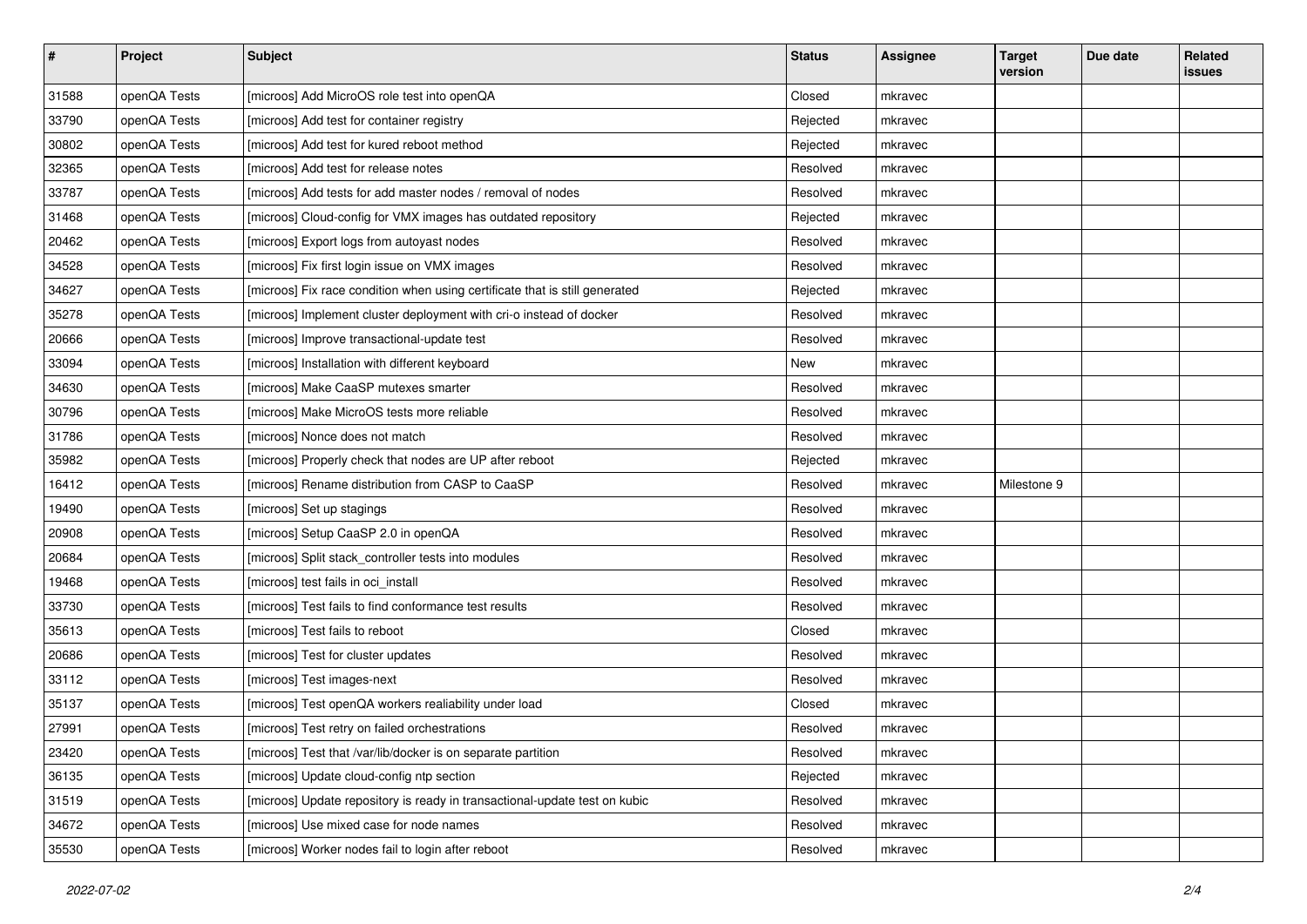| # | Project | Subject | Status | Assignee | Target version | Due date | Related issues |
|---|---|---|---|---|---|---|---|
| 31588 | openQA Tests | [microos] Add MicroOS role test into openQA | Closed | mkravec | | | |
| 33790 | openQA Tests | [microos] Add test for container registry | Rejected | mkravec | | | |
| 30802 | openQA Tests | [microos] Add test for kured reboot method | Rejected | mkravec | | | |
| 32365 | openQA Tests | [microos] Add test for release notes | Resolved | mkravec | | | |
| 33787 | openQA Tests | [microos] Add tests for add master nodes / removal of nodes | Resolved | mkravec | | | |
| 31468 | openQA Tests | [microos] Cloud-config for VMX images has outdated repository | Rejected | mkravec | | | |
| 20462 | openQA Tests | [microos] Export logs from autoyast nodes | Resolved | mkravec | | | |
| 34528 | openQA Tests | [microos] Fix first login issue on VMX images | Resolved | mkravec | | | |
| 34627 | openQA Tests | [microos] Fix race condition when using certificate that is still generated | Rejected | mkravec | | | |
| 35278 | openQA Tests | [microos] Implement cluster deployment with cri-o instead of docker | Resolved | mkravec | | | |
| 20666 | openQA Tests | [microos] Improve transactional-update test | Resolved | mkravec | | | |
| 33094 | openQA Tests | [microos] Installation with different keyboard | New | mkravec | | | |
| 34630 | openQA Tests | [microos] Make CaaSP mutexes smarter | Resolved | mkravec | | | |
| 30796 | openQA Tests | [microos] Make MicroOS tests more reliable | Resolved | mkravec | | | |
| 31786 | openQA Tests | [microos] Nonce does not match | Resolved | mkravec | | | |
| 35982 | openQA Tests | [microos] Properly check that nodes are UP after reboot | Rejected | mkravec | | | |
| 16412 | openQA Tests | [microos] Rename distribution from CASP to CaaSP | Resolved | mkravec | Milestone 9 | | |
| 19490 | openQA Tests | [microos] Set up stagings | Resolved | mkravec | | | |
| 20908 | openQA Tests | [microos] Setup CaaSP 2.0 in openQA | Resolved | mkravec | | | |
| 20684 | openQA Tests | [microos] Split stack_controller tests into modules | Resolved | mkravec | | | |
| 19468 | openQA Tests | [microos] test fails in oci_install | Resolved | mkravec | | | |
| 33730 | openQA Tests | [microos] Test fails to find conformance test results | Resolved | mkravec | | | |
| 35613 | openQA Tests | [microos] Test fails to reboot | Closed | mkravec | | | |
| 20686 | openQA Tests | [microos] Test for cluster updates | Resolved | mkravec | | | |
| 33112 | openQA Tests | [microos] Test images-next | Resolved | mkravec | | | |
| 35137 | openQA Tests | [microos] Test openQA workers realiability under load | Closed | mkravec | | | |
| 27991 | openQA Tests | [microos] Test retry on failed orchestrations | Resolved | mkravec | | | |
| 23420 | openQA Tests | [microos] Test that /var/lib/docker is on separate partition | Resolved | mkravec | | | |
| 36135 | openQA Tests | [microos] Update cloud-config ntp section | Rejected | mkravec | | | |
| 31519 | openQA Tests | [microos] Update repository is ready in transactional-update test on kubic | Resolved | mkravec | | | |
| 34672 | openQA Tests | [microos] Use mixed case for node names | Resolved | mkravec | | | |
| 35530 | openQA Tests | [microos] Worker nodes fail to login after reboot | Resolved | mkravec | | | |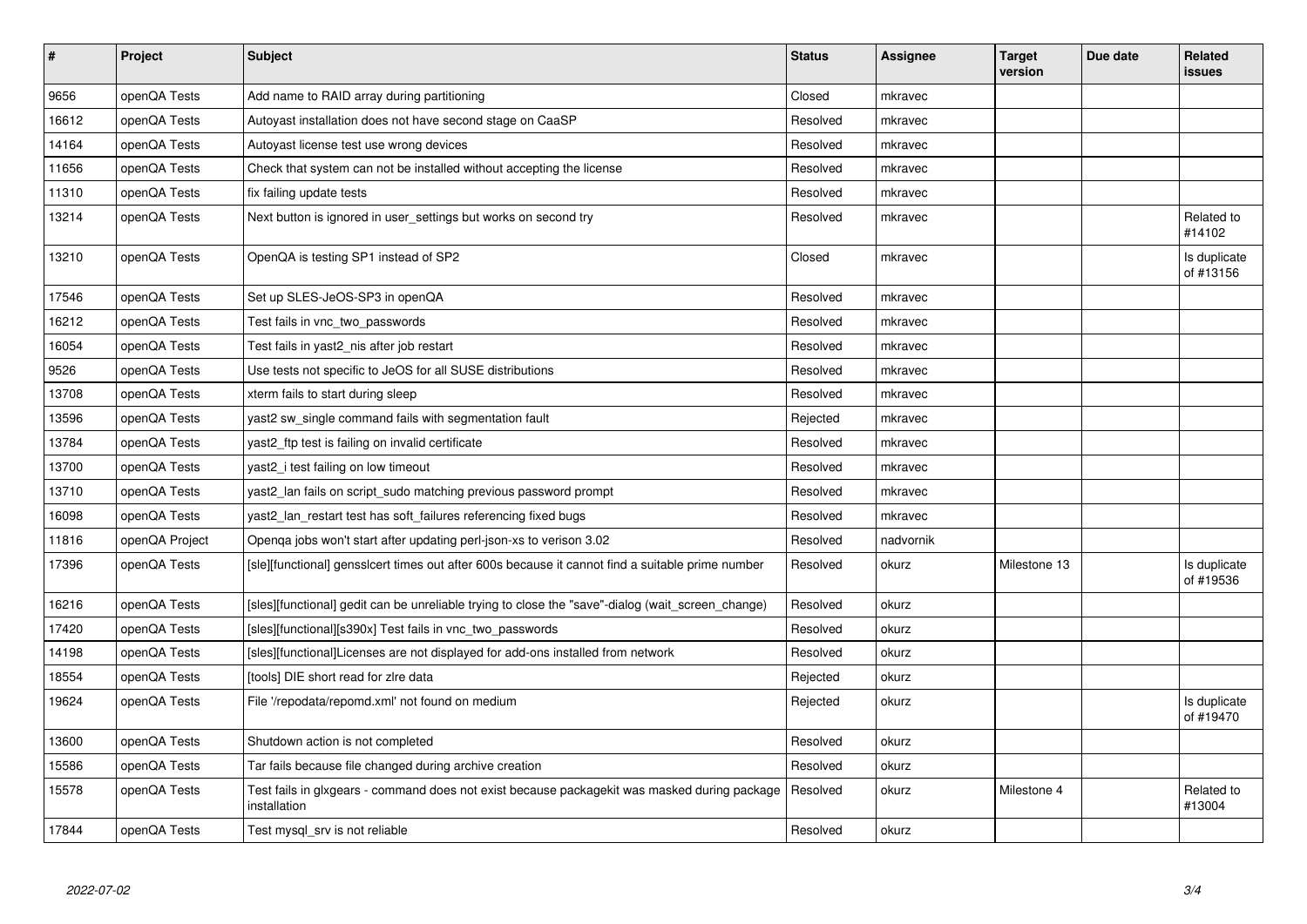| # | Project | Subject | Status | Assignee | Target version | Due date | Related issues |
|---|---|---|---|---|---|---|---|
| 9656 | openQA Tests | Add name to RAID array during partitioning | Closed | mkravec | | | |
| 16612 | openQA Tests | Autoyast installation does not have second stage on CaaSP | Resolved | mkravec | | | |
| 14164 | openQA Tests | Autoyast license test use wrong devices | Resolved | mkravec | | | |
| 11656 | openQA Tests | Check that system can not be installed without accepting the license | Resolved | mkravec | | | |
| 11310 | openQA Tests | fix failing update tests | Resolved | mkravec | | | |
| 13214 | openQA Tests | Next button is ignored in user_settings but works on second try | Resolved | mkravec | | | Related to #14102 |
| 13210 | openQA Tests | OpenQA is testing SP1 instead of SP2 | Closed | mkravec | | | Is duplicate of #13156 |
| 17546 | openQA Tests | Set up SLES-JeOS-SP3 in openQA | Resolved | mkravec | | | |
| 16212 | openQA Tests | Test fails in vnc_two_passwords | Resolved | mkravec | | | |
| 16054 | openQA Tests | Test fails in yast2_nis after job restart | Resolved | mkravec | | | |
| 9526 | openQA Tests | Use tests not specific to JeOS for all SUSE distributions | Resolved | mkravec | | | |
| 13708 | openQA Tests | xterm fails to start during sleep | Resolved | mkravec | | | |
| 13596 | openQA Tests | yast2 sw_single command fails with segmentation fault | Rejected | mkravec | | | |
| 13784 | openQA Tests | yast2_ftp test is failing on invalid certificate | Resolved | mkravec | | | |
| 13700 | openQA Tests | yast2_i test failing on low timeout | Resolved | mkravec | | | |
| 13710 | openQA Tests | yast2_lan fails on script_sudo matching previous password prompt | Resolved | mkravec | | | |
| 16098 | openQA Tests | yast2_lan_restart test has soft_failures referencing fixed bugs | Resolved | mkravec | | | |
| 11816 | openQA Project | Openqa jobs won't start after updating perl-json-xs to verison 3.02 | Resolved | nadvornik | | | |
| 17396 | openQA Tests | [sle][functional] gensslcert times out after 600s because it cannot find a suitable prime number | Resolved | okurz | Milestone 13 | | Is duplicate of #19536 |
| 16216 | openQA Tests | [sles][functional] gedit can be unreliable trying to close the "save"-dialog (wait_screen_change) | Resolved | okurz | | | |
| 17420 | openQA Tests | [sles][functional][s390x] Test fails in vnc_two_passwords | Resolved | okurz | | | |
| 14198 | openQA Tests | [sles][functional]Licenses are not displayed for add-ons installed from network | Resolved | okurz | | | |
| 18554 | openQA Tests | [tools] DIE short read for zlre data | Rejected | okurz | | | |
| 19624 | openQA Tests | File '/repodata/repomd.xml' not found on medium | Rejected | okurz | | | Is duplicate of #19470 |
| 13600 | openQA Tests | Shutdown action is not completed | Resolved | okurz | | | |
| 15586 | openQA Tests | Tar fails because file changed during archive creation | Resolved | okurz | | | |
| 15578 | openQA Tests | Test fails in glxgears - command does not exist because packagekit was masked during package installation | Resolved | okurz | Milestone 4 | | Related to #13004 |
| 17844 | openQA Tests | Test mysql_srv is not reliable | Resolved | okurz | | | |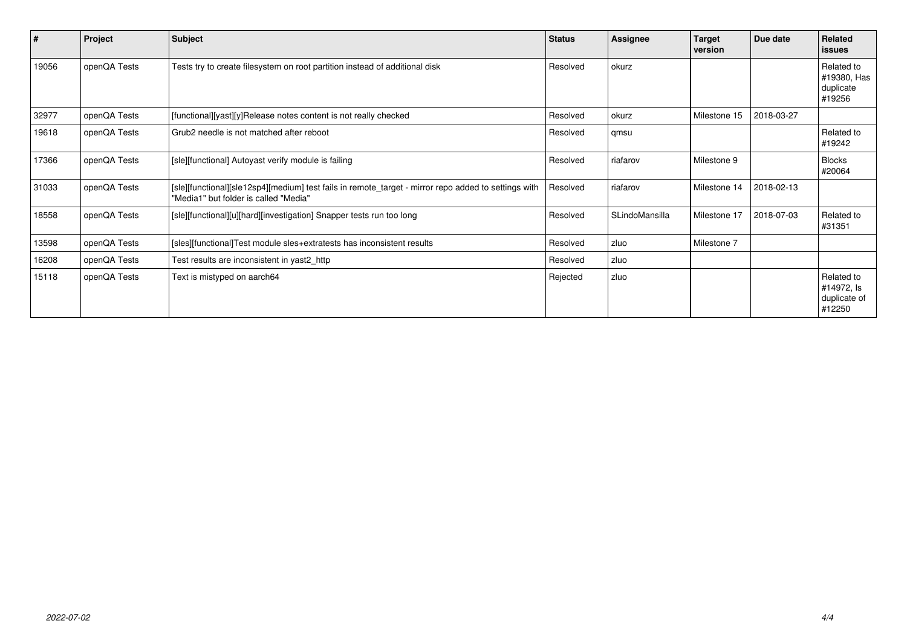| # | Project | Subject | Status | Assignee | Target version | Due date | Related issues |
|---|---|---|---|---|---|---|---|
| 19056 | openQA Tests | Tests try to create filesystem on root partition instead of additional disk | Resolved | okurz | | | Related to #19380, Has duplicate #19256 |
| 32977 | openQA Tests | [functional][yast][y]Release notes content is not really checked | Resolved | okurz | Milestone 15 | 2018-03-27 | |
| 19618 | openQA Tests | Grub2 needle is not matched after reboot | Resolved | qmsu | | | Related to #19242 |
| 17366 | openQA Tests | [sle][functional] Autoyast verify module is failing | Resolved | riafarov | Milestone 9 | | Blocks #20064 |
| 31033 | openQA Tests | [sle][functional][sle12sp4][medium] test fails in remote_target - mirror repo added to settings with "Media1" but folder is called "Media" | Resolved | riafarov | Milestone 14 | 2018-02-13 | |
| 18558 | openQA Tests | [sle][functional][u][hard][investigation] Snapper tests run too long | Resolved | SLindoMansilla | Milestone 17 | 2018-07-03 | Related to #31351 |
| 13598 | openQA Tests | [sles][functional]Test module sles+extratests has inconsistent results | Resolved | zluo | Milestone 7 | | |
| 16208 | openQA Tests | Test results are inconsistent in yast2_http | Resolved | zluo | | | |
| 15118 | openQA Tests | Text is mistyped on aarch64 | Rejected | zluo | | | Related to #14972, Is duplicate of #12250 |

*2022-07-02*